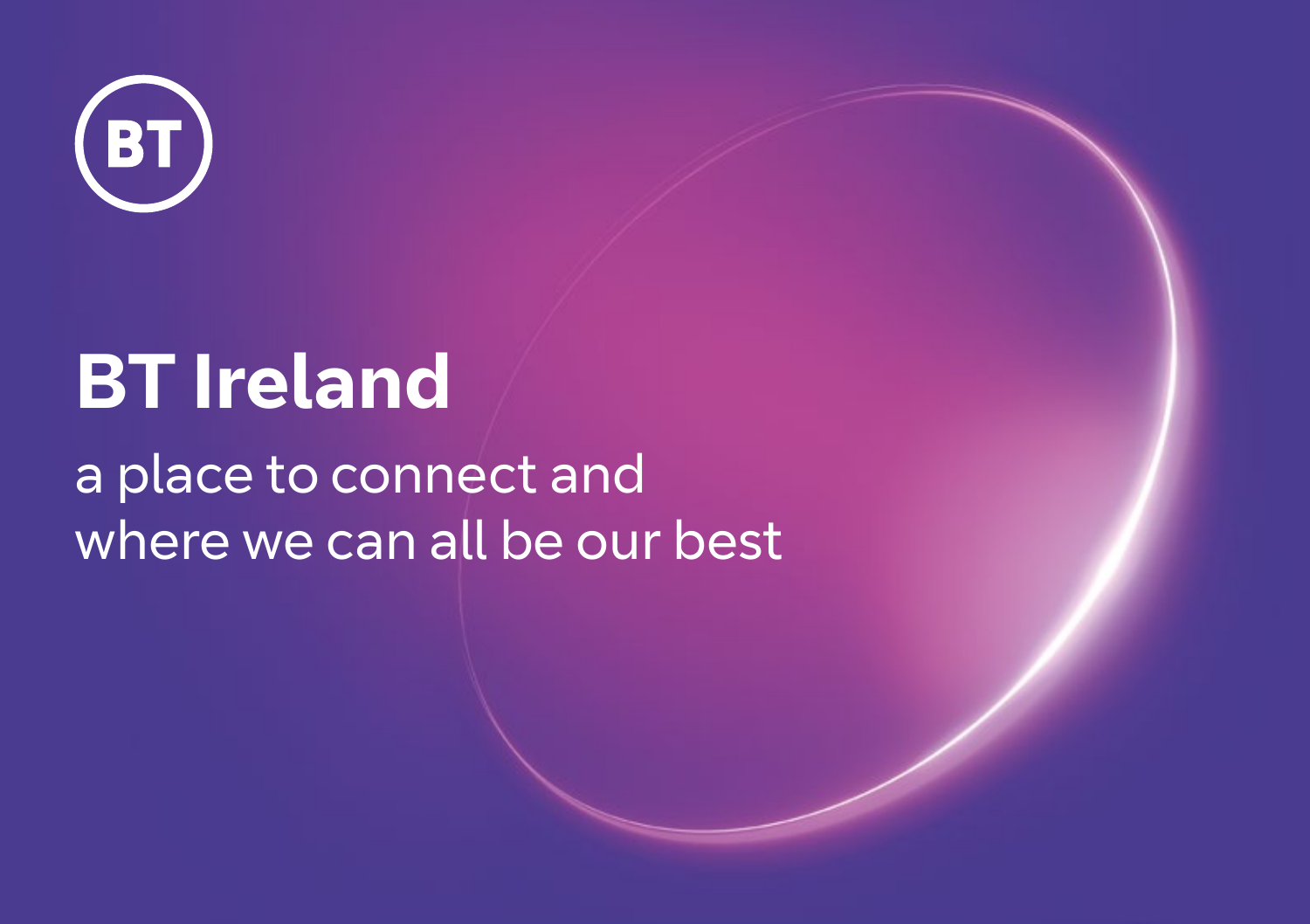BT

# BT Ireland

a place to connect and
where we can all be our best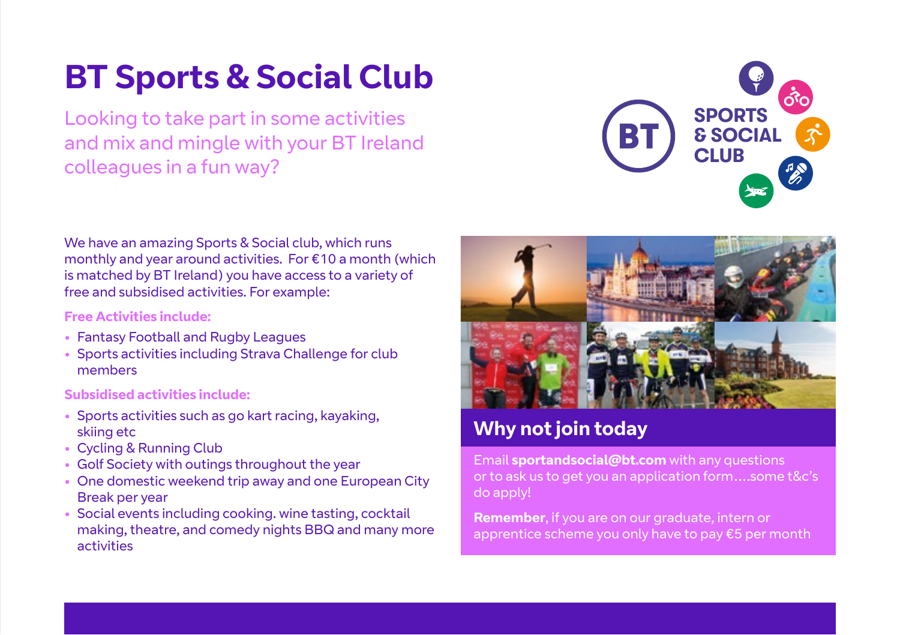# BT Sports & Social Club

Looking to take part in some activities and mix and mingle with your BT Ireland colleagues in a fun way?

We have an amazing Sports & Social club, which runs monthly and year around activities. For €10 a month (which is matched by BT Ireland) you have access to a variety of free and subsidised activities. For example:

**Free Activities include:**

- Fantasy Football and Rugby Leagues
- Sports activities including Strava Challenge for club members

**Subsidised activities include:**

- Sports activities such as go kart racing, kayaking, skiing etc
- Cycling & Running Club
- Golf Society with outings throughout the year
- One domestic weekend trip away and one European City Break per year
- Social events including cooking. wine tasting, cocktail making, theatre, and comedy nights BBQ and many more activities

## Why not join today

Email **sportandsocial@bt.com** with any questions or to ask us to get you an application form….some t&c's do apply!

**Remember**, if you are on our graduate, intern or apprentice scheme you only have to pay €5 per month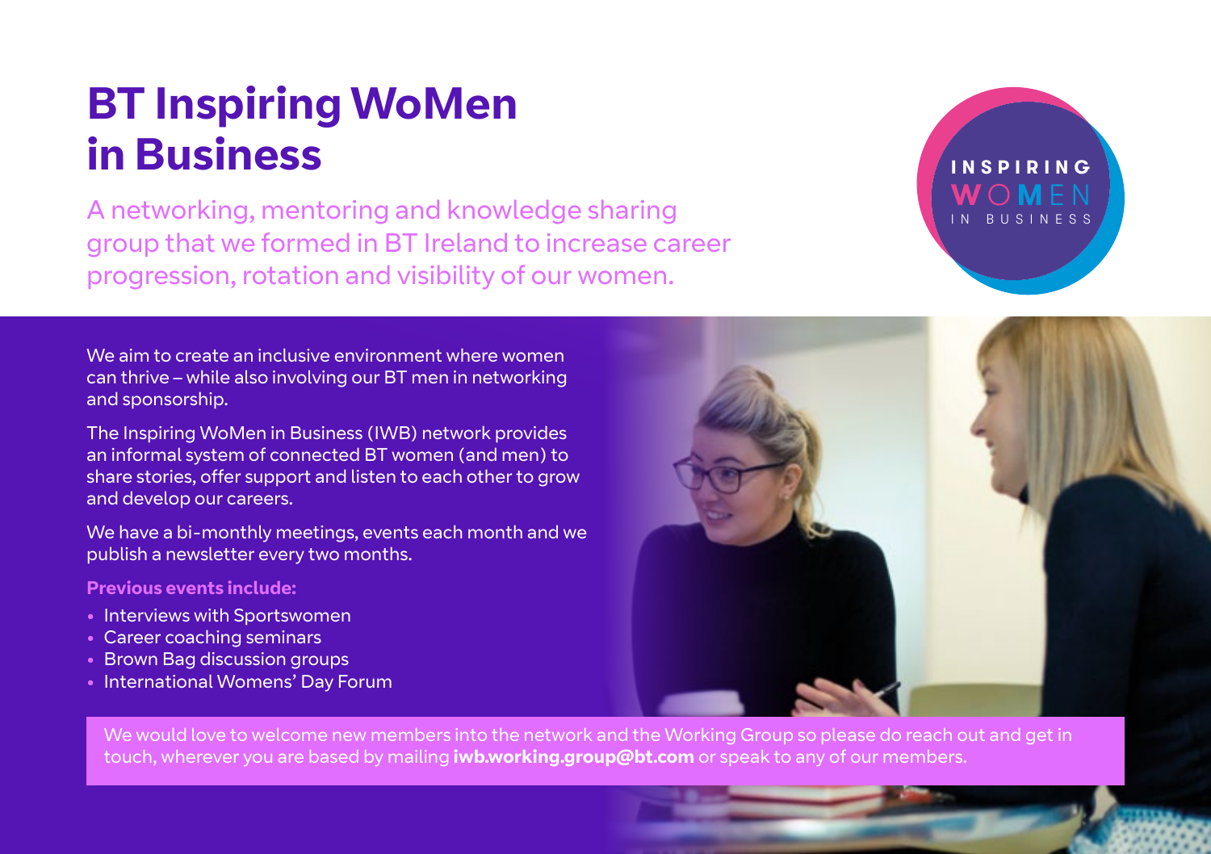# BT Inspiring WoMen in Business

A networking, mentoring and knowledge sharing group that we formed in BT Ireland to increase career progression, rotation and visibility of our women.

INSPIRING WOMEN IN BUSINESS

We aim to create an inclusive environment where women can thrive – while also involving our BT men in networking and sponsorship.

The Inspiring WoMen in Business (IWB) network provides an informal system of connected BT women (and men) to share stories, offer support and listen to each other to grow and develop our careers.

We have a bi-monthly meetings, events each month and we publish a newsletter every two months.

**Previous events include:**

- Interviews with Sportswomen
- Career coaching seminars
- Brown Bag discussion groups
- International Womens' Day Forum

We would love to welcome new members into the network and the Working Group so please do reach out and get in touch, wherever you are based by mailing **iwb.working.group@bt.com** or speak to any of our members.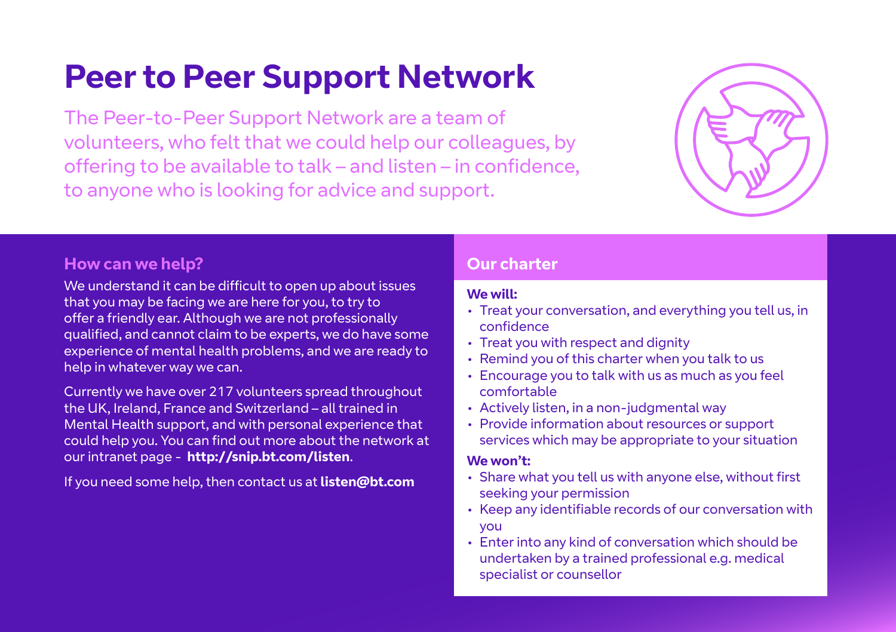# Peer to Peer Support Network

The Peer-to-Peer Support Network are a team of volunteers, who felt that we could help our colleagues, by offering to be available to talk – and listen – in confidence, to anyone who is looking for advice and support.

## How can we help?

We understand it can be difficult to open up about issues that you may be facing we are here for you, to try to offer a friendly ear. Although we are not professionally qualified, and cannot claim to be experts, we do have some experience of mental health problems, and we are ready to help in whatever way we can.

Currently we have over 217 volunteers spread throughout the UK, Ireland, France and Switzerland – all trained in Mental Health support, and with personal experience that could help you. You can find out more about the network at our intranet page - **http://snip.bt.com/listen**.

If you need some help, then contact us at **listen@bt.com**

## Our charter

**We will:**

- Treat your conversation, and everything you tell us, in confidence
- Treat you with respect and dignity
- Remind you of this charter when you talk to us
- Encourage you to talk with us as much as you feel comfortable
- Actively listen, in a non-judgmental way
- Provide information about resources or support services which may be appropriate to your situation

**We won't:**

- Share what you tell us with anyone else, without first seeking your permission
- Keep any identifiable records of our conversation with you
- Enter into any kind of conversation which should be undertaken by a trained professional e.g. medical specialist or counsellor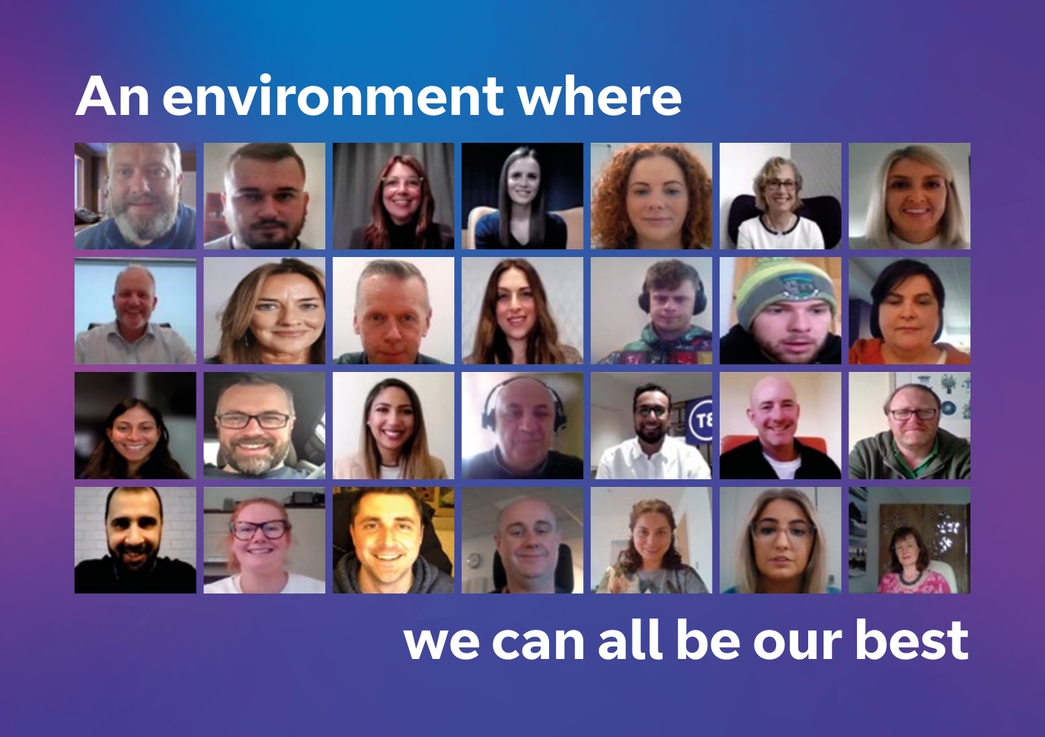# An environment where

# we can all be our best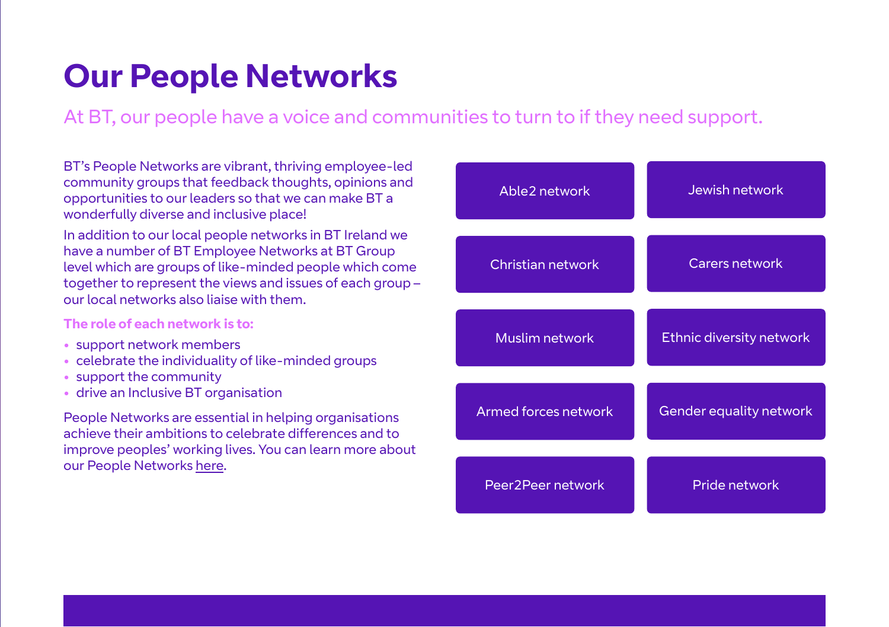# Our People Networks

At BT, our people have a voice and communities to turn to if they need support.

BT's People Networks are vibrant, thriving employee-led community groups that feedback thoughts, opinions and opportunities to our leaders so that we can make BT a wonderfully diverse and inclusive place!

In addition to our local people networks in BT Ireland we have a number of BT Employee Networks at BT Group level which are groups of like-minded people which come together to represent the views and issues of each group – our local networks also liaise with them.

**The role of each network is to:**

- support network members
- celebrate the individuality of like-minded groups
- support the community
- drive an Inclusive BT organisation

People Networks are essential in helping organisations achieve their ambitions to celebrate differences and to improve peoples' working lives. You can learn more about our People Networks here.

- Able2 network
- Jewish network
- Christian network
- Carers network
- Muslim network
- Ethnic diversity network
- Armed forces network
- Gender equality network
- Peer2Peer network
- Pride network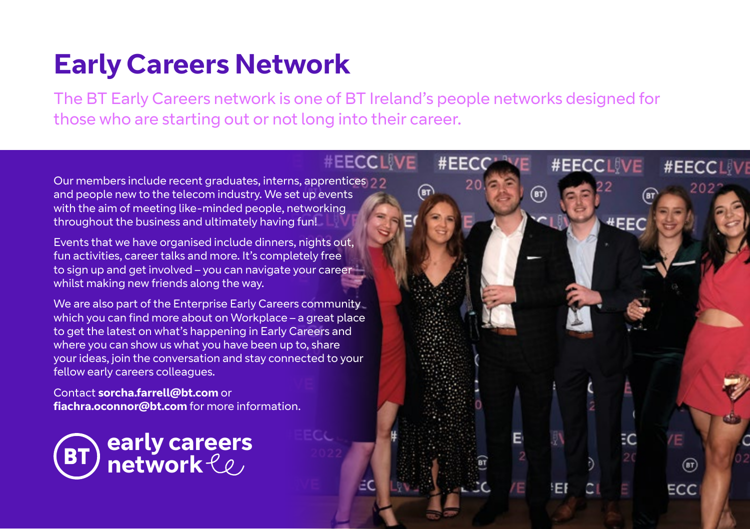# Early Careers Network

The BT Early Careers network is one of BT Ireland's people networks designed for those who are starting out or not long into their career.

Our members include recent graduates, interns, apprentices and people new to the telecom industry. We set up events with the aim of meeting like-minded people, networking throughout the business and ultimately having fun!

Events that we have organised include dinners, nights out, fun activities, career talks and more. It's completely free to sign up and get involved – you can navigate your career whilst making new friends along the way.

We are also part of the Enterprise Early Careers community which you can find more about on Workplace – a great place to get the latest on what's happening in Early Careers and where you can show us what you have been up to, share your ideas, join the conversation and stay connected to your fellow early careers colleagues.

Contact **sorcha.farrell@bt.com** or **fiachra.oconnor@bt.com** for more information.

**BT early careers network**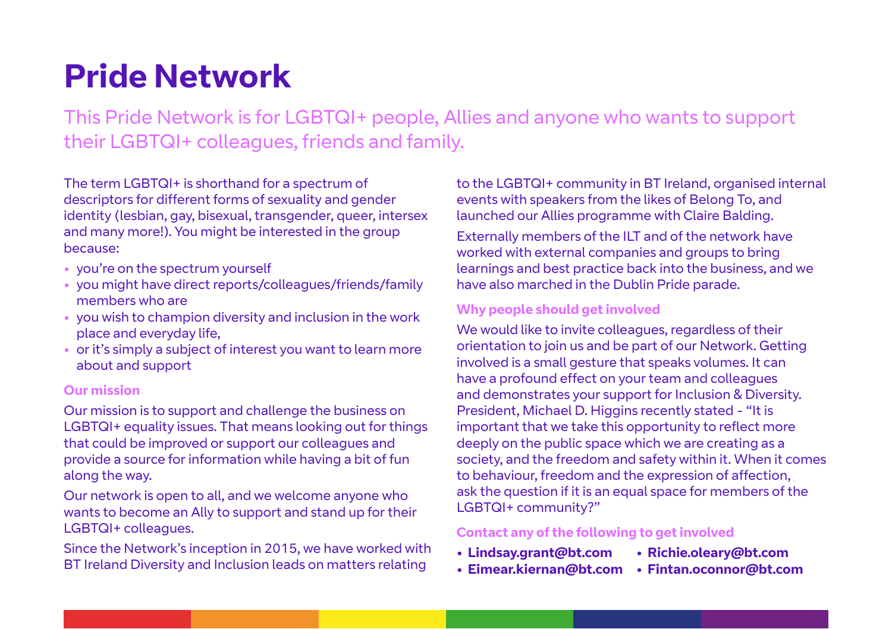# Pride Network

This Pride Network is for LGBTQI+ people, Allies and anyone who wants to support their LGBTQI+ colleagues, friends and family.

The term LGBTQI+ is shorthand for a spectrum of descriptors for different forms of sexuality and gender identity (lesbian, gay, bisexual, transgender, queer, intersex and many more!). You might be interested in the group because:

- you're on the spectrum yourself
- you might have direct reports/colleagues/friends/family members who are
- you wish to champion diversity and inclusion in the work place and everyday life,
- or it's simply a subject of interest you want to learn more about and support

### Our mission

Our mission is to support and challenge the business on LGBTQI+ equality issues. That means looking out for things that could be improved or support our colleagues and provide a source for information while having a bit of fun along the way.

Our network is open to all, and we welcome anyone who wants to become an Ally to support and stand up for their LGBTQI+ colleagues.

Since the Network's inception in 2015, we have worked with BT Ireland Diversity and Inclusion leads on matters relating to the LGBTQI+ community in BT Ireland, organised internal events with speakers from the likes of Belong To, and launched our Allies programme with Claire Balding.

Externally members of the ILT and of the network have worked with external companies and groups to bring learnings and best practice back into the business, and we have also marched in the Dublin Pride parade.

### Why people should get involved

We would like to invite colleagues, regardless of their orientation to join us and be part of our Network. Getting involved is a small gesture that speaks volumes. It can have a profound effect on your team and colleagues and demonstrates your support for Inclusion & Diversity. President, Michael D. Higgins recently stated - "It is important that we take this opportunity to reflect more deeply on the public space which we are creating as a society, and the freedom and safety within it. When it comes to behaviour, freedom and the expression of affection, ask the question if it is an equal space for members of the LGBTQI+ community?"

### Contact any of the following to get involved

- **Lindsay.grant@bt.com**
- **Eimear.kiernan@bt.com**
- **Richie.oleary@bt.com**
- **Fintan.oconnor@bt.com**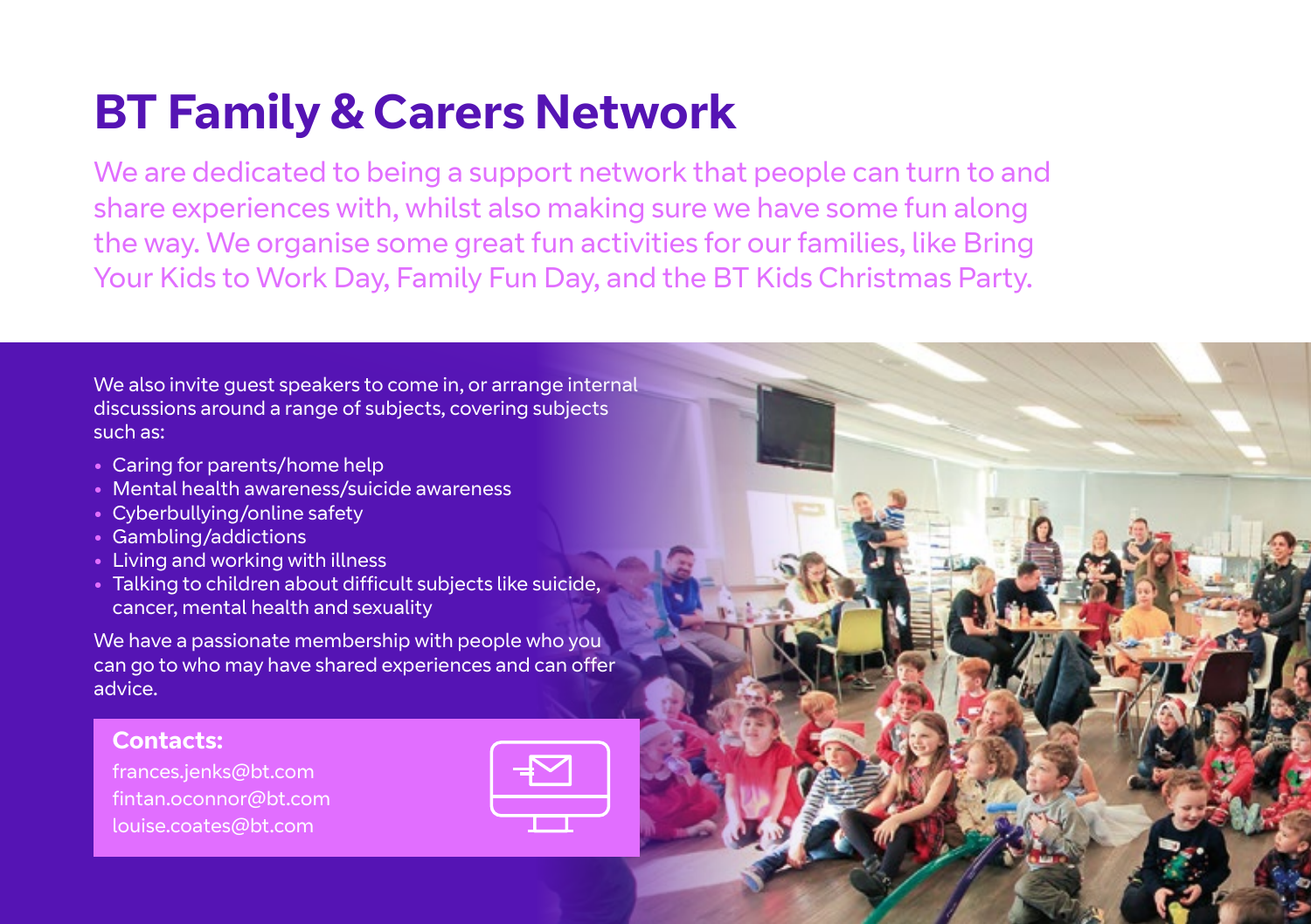# BT Family & Carers Network

We are dedicated to being a support network that people can turn to and share experiences with, whilst also making sure we have some fun along the way. We organise some great fun activities for our families, like Bring Your Kids to Work Day, Family Fun Day, and the BT Kids Christmas Party.

We also invite guest speakers to come in, or arrange internal discussions around a range of subjects, covering subjects such as:

- Caring for parents/home help
- Mental health awareness/suicide awareness
- Cyberbullying/online safety
- Gambling/addictions
- Living and working with illness
- Talking to children about difficult subjects like suicide, cancer, mental health and sexuality

We have a passionate membership with people who you can go to who may have shared experiences and can offer advice.

**Contacts:**

frances.jenks@bt.com
fintan.oconnor@bt.com
louise.coates@bt.com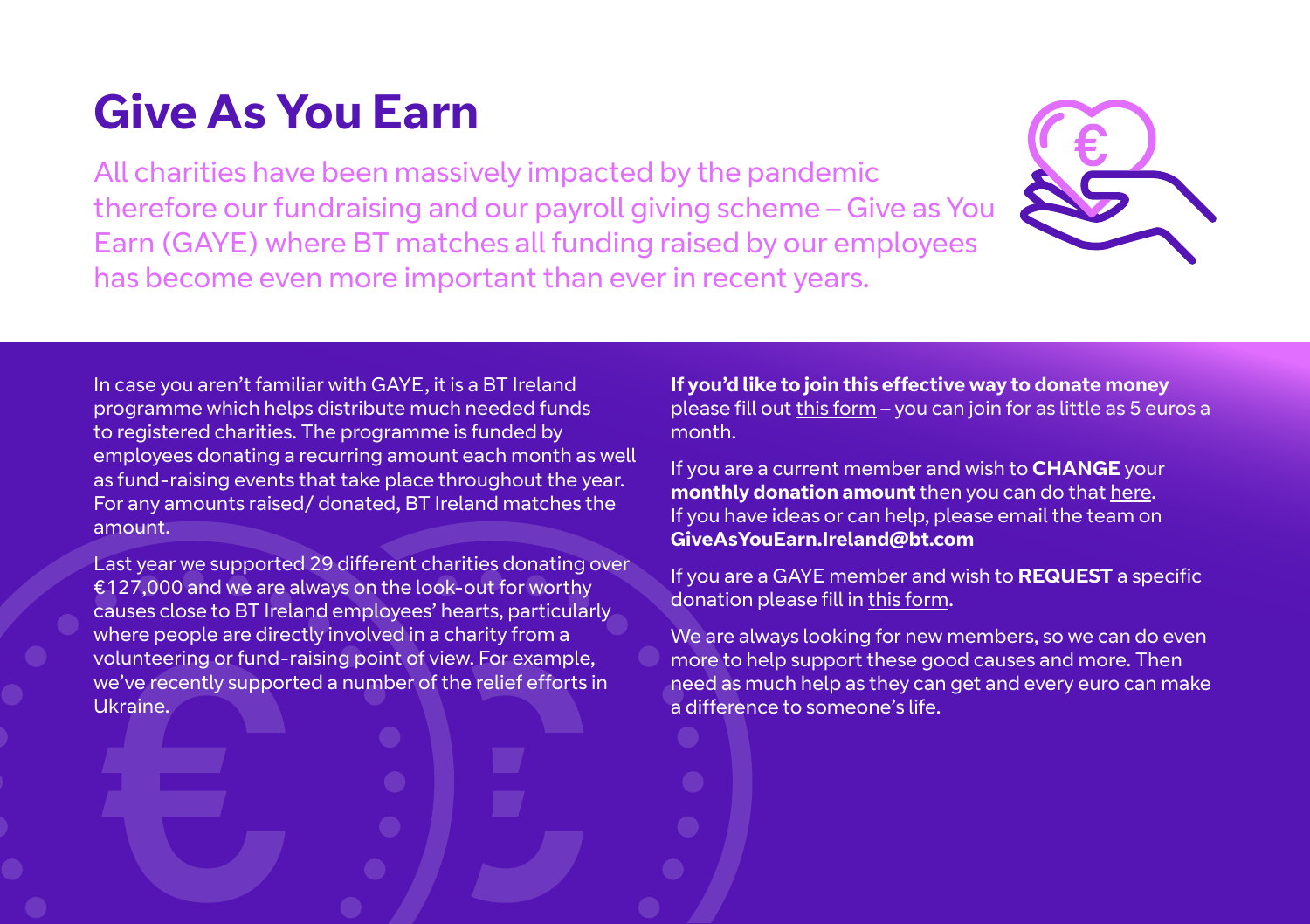# Give As You Earn

All charities have been massively impacted by the pandemic therefore our fundraising and our payroll giving scheme – Give as You Earn (GAYE) where BT matches all funding raised by our employees has become even more important than ever in recent years.

In case you aren't familiar with GAYE, it is a BT Ireland programme which helps distribute much needed funds to registered charities. The programme is funded by employees donating a recurring amount each month as well as fund-raising events that take place throughout the year. For any amounts raised/ donated, BT Ireland matches the amount.

Last year we supported 29 different charities donating over €127,000 and we are always on the look-out for worthy causes close to BT Ireland employees' hearts, particularly where people are directly involved in a charity from a volunteering or fund-raising point of view. For example, we've recently supported a number of the relief efforts in Ukraine.

**If you'd like to join this effective way to donate money** please fill out this form – you can join for as little as 5 euros a month.

If you are a current member and wish to **CHANGE** your **monthly donation amount** then you can do that here. If you have ideas or can help, please email the team on **GiveAsYouEarn.Ireland@bt.com**

If you are a GAYE member and wish to **REQUEST** a specific donation please fill in this form.

We are always looking for new members, so we can do even more to help support these good causes and more. Then need as much help as they can get and every euro can make a difference to someone's life.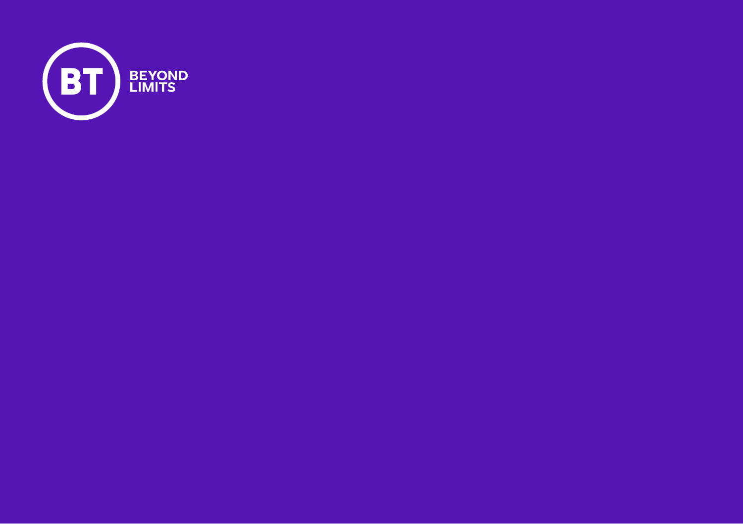BT

BEYOND LIMITS